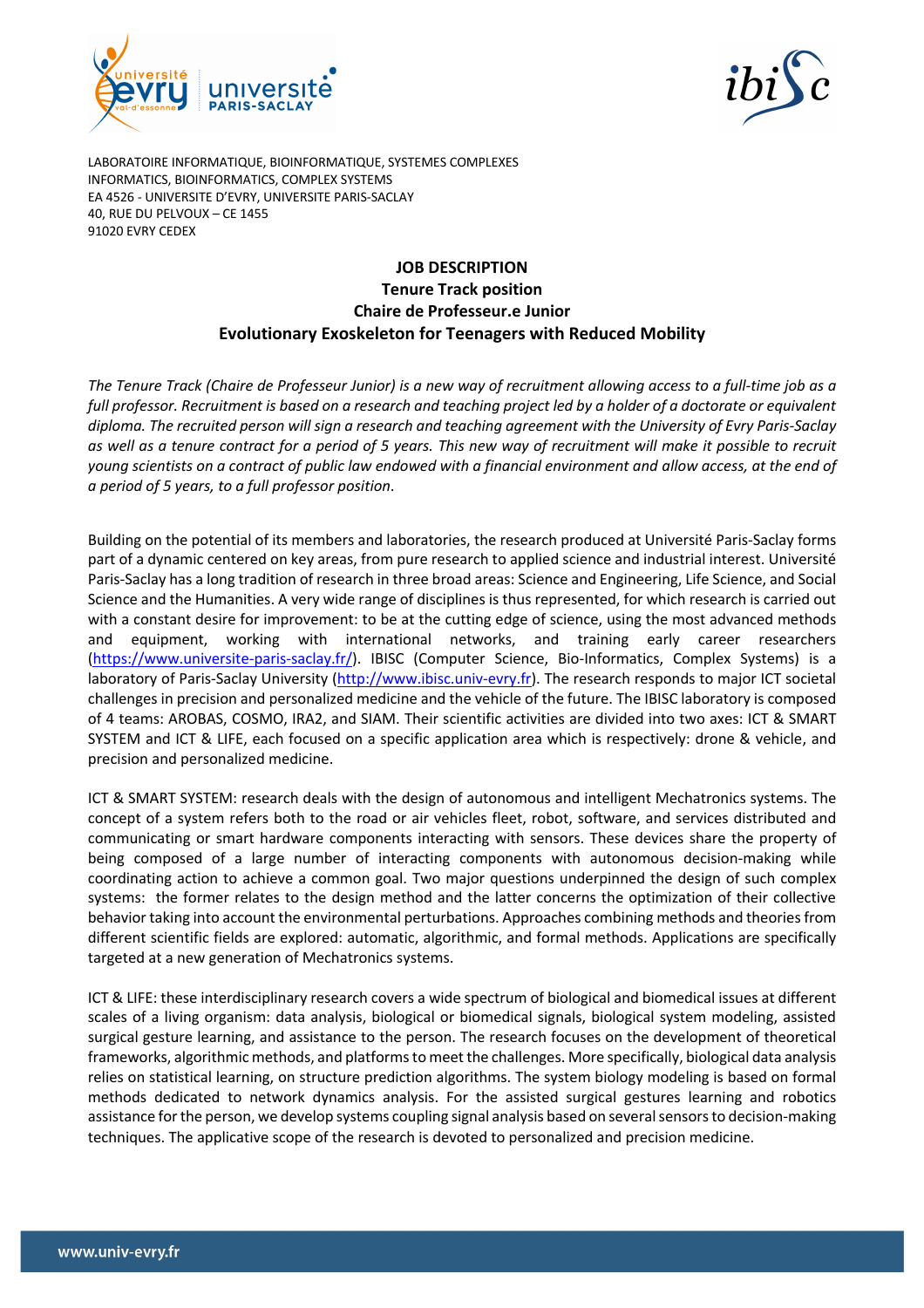LABORATOIRE INFORMATIQUE, BIOINFORMATIQUE, SYSTEMES COMPLEXES
INFORMATICS, BIOINFORMATICS, COMPLEX SYSTEMS
EA 4526 - UNIVERSITE D'EVRY, UNIVERSITE PARIS-SACLAY
40, RUE DU PELVOUX – CE 1455
91020 EVRY CEDEX

# JOB DESCRIPTION
## Tenure Track position
## Chaire de Professeur.e Junior
## Evolutionary Exoskeleton for Teenagers with Reduced Mobility

*The Tenure Track (Chaire de Professeur Junior) is a new way of recruitment allowing access to a full-time job as a full professor. Recruitment is based on a research and teaching project led by a holder of a doctorate or equivalent diploma. The recruited person will sign a research and teaching agreement with the University of Evry Paris-Saclay as well as a tenure contract for a period of 5 years. This new way of recruitment will make it possible to recruit young scientists on a contract of public law endowed with a financial environment and allow access, at the end of a period of 5 years, to a full professor position.*

Building on the potential of its members and laboratories, the research produced at Université Paris-Saclay forms part of a dynamic centered on key areas, from pure research to applied science and industrial interest. Université Paris-Saclay has a long tradition of research in three broad areas: Science and Engineering, Life Science, and Social Science and the Humanities. A very wide range of disciplines is thus represented, for which research is carried out with a constant desire for improvement: to be at the cutting edge of science, using the most advanced methods and equipment, working with international networks, and training early career researchers (https://www.universite-paris-saclay.fr/). IBISC (Computer Science, Bio-Informatics, Complex Systems) is a laboratory of Paris-Saclay University (http://www.ibisc.univ-evry.fr). The research responds to major ICT societal challenges in precision and personalized medicine and the vehicle of the future. The IBISC laboratory is composed of 4 teams: AROBAS, COSMO, IRA2, and SIAM. Their scientific activities are divided into two axes: ICT & SMART SYSTEM and ICT & LIFE, each focused on a specific application area which is respectively: drone & vehicle, and precision and personalized medicine.

ICT & SMART SYSTEM: research deals with the design of autonomous and intelligent Mechatronics systems. The concept of a system refers both to the road or air vehicles fleet, robot, software, and services distributed and communicating or smart hardware components interacting with sensors. These devices share the property of being composed of a large number of interacting components with autonomous decision-making while coordinating action to achieve a common goal. Two major questions underpinned the design of such complex systems: the former relates to the design method and the latter concerns the optimization of their collective behavior taking into account the environmental perturbations. Approaches combining methods and theories from different scientific fields are explored: automatic, algorithmic, and formal methods. Applications are specifically targeted at a new generation of Mechatronics systems.

ICT & LIFE: these interdisciplinary research covers a wide spectrum of biological and biomedical issues at different scales of a living organism: data analysis, biological or biomedical signals, biological system modeling, assisted surgical gesture learning, and assistance to the person. The research focuses on the development of theoretical frameworks, algorithmic methods, and platforms to meet the challenges. More specifically, biological data analysis relies on statistical learning, on structure prediction algorithms. The system biology modeling is based on formal methods dedicated to network dynamics analysis. For the assisted surgical gestures learning and robotics assistance for the person, we develop systems coupling signal analysis based on several sensors to decision-making techniques. The applicative scope of the research is devoted to personalized and precision medicine.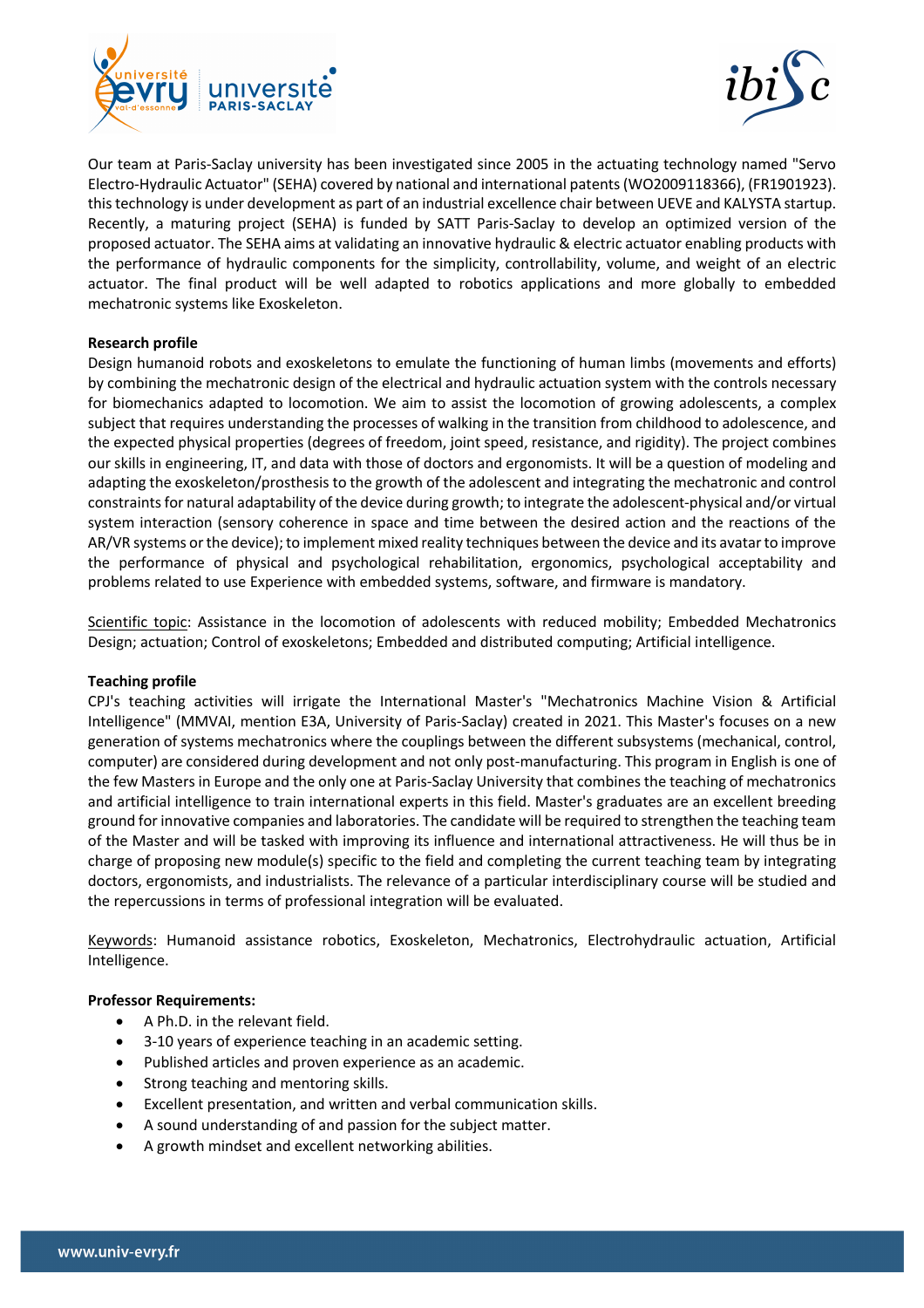Our team at Paris-Saclay university has been investigated since 2005 in the actuating technology named "Servo Electro-Hydraulic Actuator" (SEHA) covered by national and international patents (WO2009118366), (FR1901923). this technology is under development as part of an industrial excellence chair between UEVE and KALYSTA startup. Recently, a maturing project (SEHA) is funded by SATT Paris-Saclay to develop an optimized version of the proposed actuator. The SEHA aims at validating an innovative hydraulic & electric actuator enabling products with the performance of hydraulic components for the simplicity, controllability, volume, and weight of an electric actuator. The final product will be well adapted to robotics applications and more globally to embedded mechatronic systems like Exoskeleton.

**Research profile**

Design humanoid robots and exoskeletons to emulate the functioning of human limbs (movements and efforts) by combining the mechatronic design of the electrical and hydraulic actuation system with the controls necessary for biomechanics adapted to locomotion. We aim to assist the locomotion of growing adolescents, a complex subject that requires understanding the processes of walking in the transition from childhood to adolescence, and the expected physical properties (degrees of freedom, joint speed, resistance, and rigidity). The project combines our skills in engineering, IT, and data with those of doctors and ergonomists. It will be a question of modeling and adapting the exoskeleton/prosthesis to the growth of the adolescent and integrating the mechatronic and control constraints for natural adaptability of the device during growth; to integrate the adolescent-physical and/or virtual system interaction (sensory coherence in space and time between the desired action and the reactions of the AR/VR systems or the device); to implement mixed reality techniques between the device and its avatar to improve the performance of physical and psychological rehabilitation, ergonomics, psychological acceptability and problems related to use Experience with embedded systems, software, and firmware is mandatory.

Scientific topic: Assistance in the locomotion of adolescents with reduced mobility; Embedded Mechatronics Design; actuation; Control of exoskeletons; Embedded and distributed computing; Artificial intelligence.

**Teaching profile**

CPJ's teaching activities will irrigate the International Master's "Mechatronics Machine Vision & Artificial Intelligence" (MMVAI, mention E3A, University of Paris-Saclay) created in 2021. This Master's focuses on a new generation of systems mechatronics where the couplings between the different subsystems (mechanical, control, computer) are considered during development and not only post-manufacturing. This program in English is one of the few Masters in Europe and the only one at Paris-Saclay University that combines the teaching of mechatronics and artificial intelligence to train international experts in this field. Master's graduates are an excellent breeding ground for innovative companies and laboratories. The candidate will be required to strengthen the teaching team of the Master and will be tasked with improving its influence and international attractiveness. He will thus be in charge of proposing new module(s) specific to the field and completing the current teaching team by integrating doctors, ergonomists, and industrialists. The relevance of a particular interdisciplinary course will be studied and the repercussions in terms of professional integration will be evaluated.

Keywords: Humanoid assistance robotics, Exoskeleton, Mechatronics, Electrohydraulic actuation, Artificial Intelligence.

**Professor Requirements:**

- A Ph.D. in the relevant field.
- 3-10 years of experience teaching in an academic setting.
- Published articles and proven experience as an academic.
- Strong teaching and mentoring skills.
- Excellent presentation, and written and verbal communication skills.
- A sound understanding of and passion for the subject matter.
- A growth mindset and excellent networking abilities.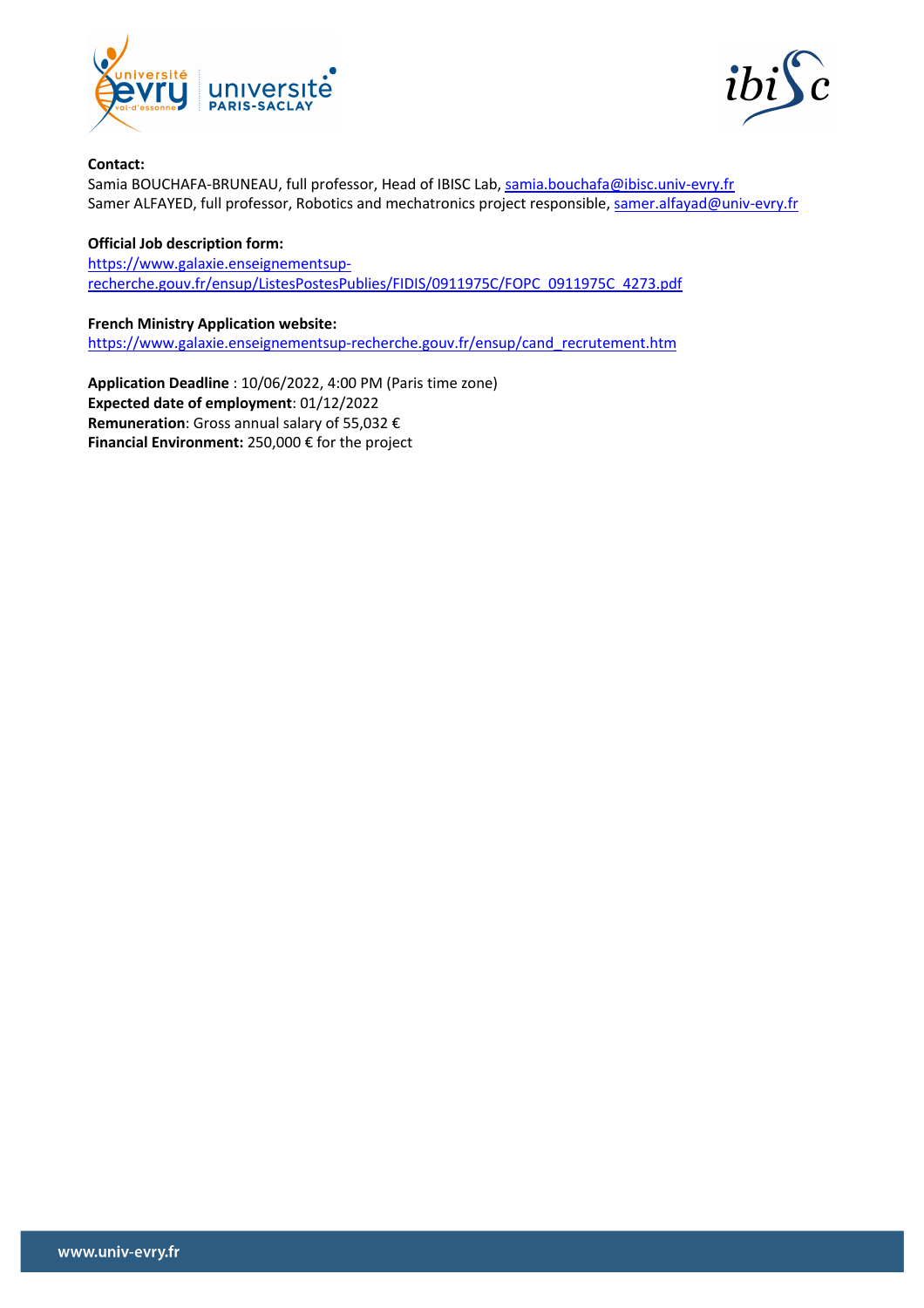**Contact:**
Samia BOUCHAFA-BRUNEAU, full professor, Head of IBISC Lab, samia.bouchafa@ibisc.univ-evry.fr
Samer ALFAYED, full professor, Robotics and mechatronics project responsible, samer.alfayad@univ-evry.fr

**Official Job description form:**
https://www.galaxie.enseignementsup-recherche.gouv.fr/ensup/ListesPostesPublies/FIDIS/0911975C/FOPC_0911975C_4273.pdf

**French Ministry Application website:**
https://www.galaxie.enseignementsup-recherche.gouv.fr/ensup/cand_recrutement.htm

**Application Deadline** : 10/06/2022, 4:00 PM (Paris time zone)
**Expected date of employment**: 01/12/2022
**Remuneration**: Gross annual salary of 55,032 €
**Financial Environment:** 250,000 € for the project